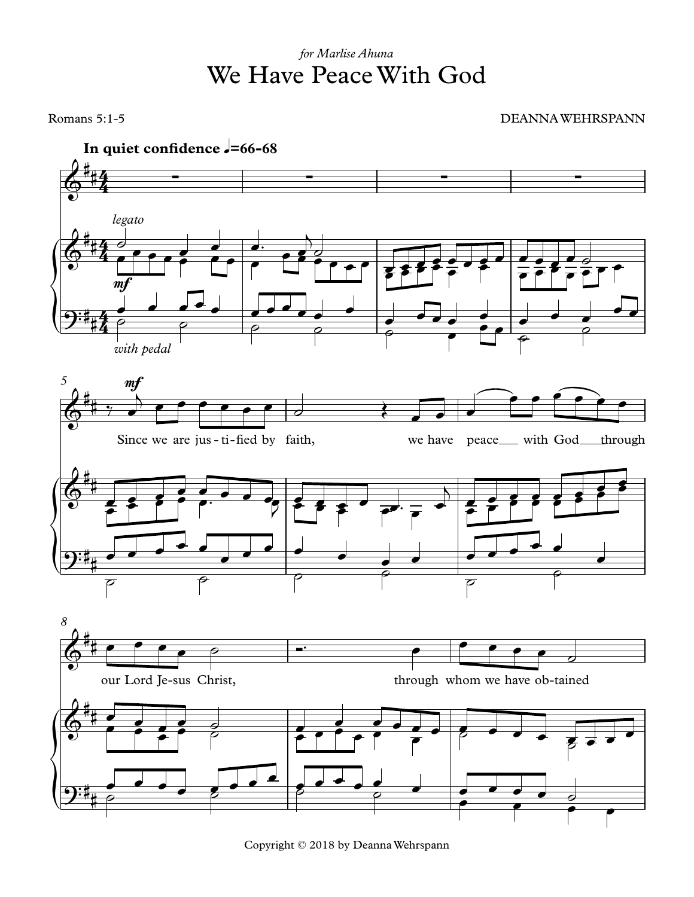*for Marlise Ahuna*

# We Have Peace With God

Romans 5:1-5

DEANNA WEHRSPANN

**In quiet confidence** ♩=66-68

*legato*

*mf*

*with pedal*

*mf*

Since we are jus - ti - fied by faith, we have peace with God through our Lord Je - sus Christ, through whom we have ob - tained

Copyright © 2018 by Deanna Wehrspann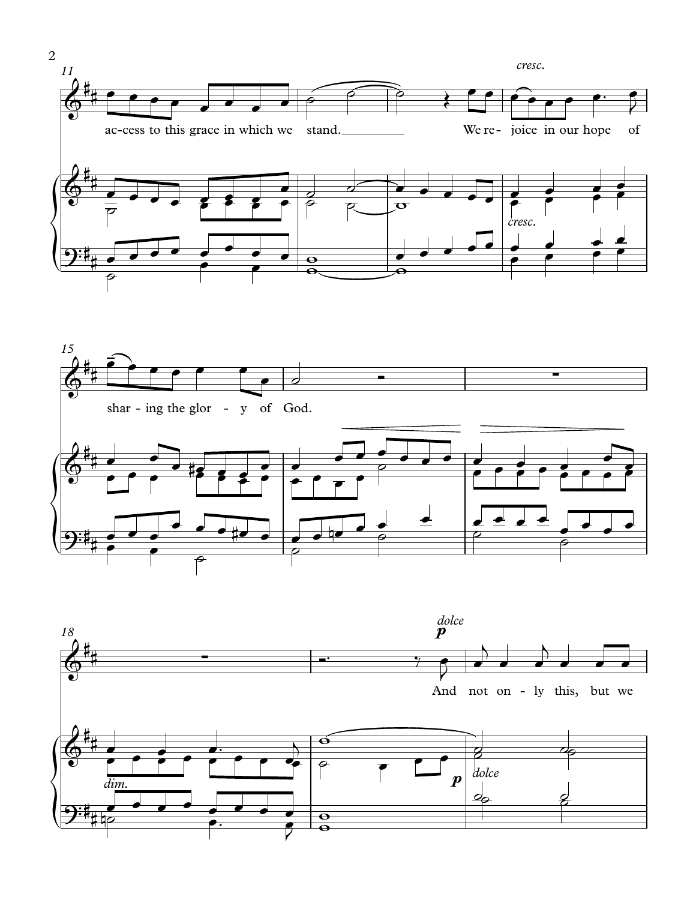ac-cess to this grace in which we stand. We re- joice in our hope of shar - ing the glor - y of God.

And not on - ly this, but we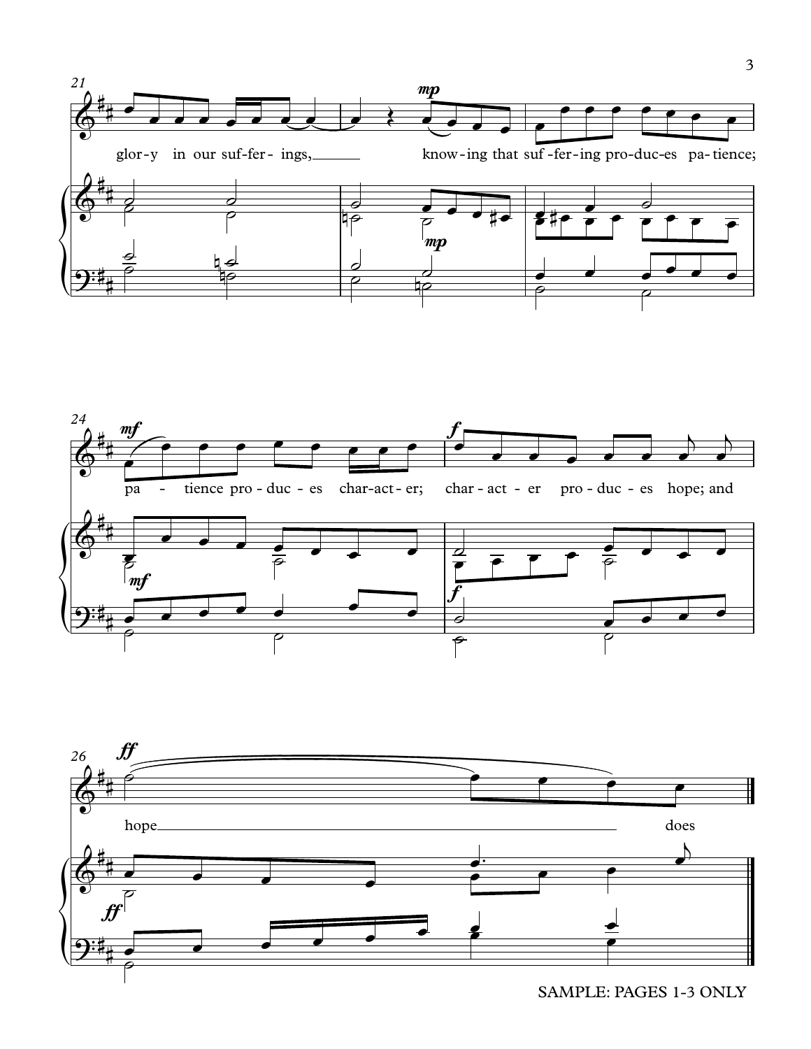glor-y in our suf-fer-ings, know-ing that suf-fer-ing pro-duc-es pa-tience;

pa - tience pro-duc-es char-act-er; char-act-er pro-duc-es hope; and

hope does

SAMPLE: PAGES 1-3 ONLY